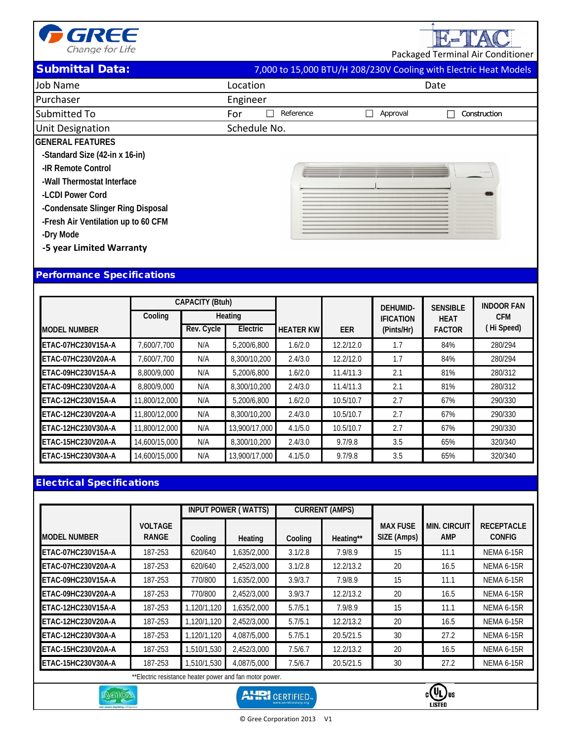GREE
Change for Life

E-TAC
Packaged Terminal Air Conditioner

## Submittal Data:

7,000 to 15,000 BTU/H 208/230V Cooling with Electric Heat Models

| | | |
|---|---|---|
| Job Name | Location | Date |
| Purchaser | Engineer | |
| Submitted To | For ☐ Reference ☐ Approval ☐ Construction | |
| Unit Designation | Schedule No. | |

**GENERAL FEATURES**

- -Standard Size (42-in x 16-in)
- -IR Remote Control
- -Wall Thermostat Interface
- -LCDI Power Cord
- -Condensate Slinger Ring Disposal
- -Fresh Air Ventilation up to 60 CFM
- -Dry Mode
- -5 year Limited Warranty

## Performance Specifications

| MODEL NUMBER | CAPACITY (Btuh) Cooling | Heating Rev. Cycle | Heating Electric | HEATER KW | EER | DEHUMID-IFICATION (Pints/Hr) | SENSIBLE HEAT FACTOR | INDOOR FAN CFM ( Hi Speed) |
|---|---|---|---|---|---|---|---|---|
| ETAC-07HC230V15A-A | 7,600/7,700 | N/A | 5,200/6,800 | 1.6/2.0 | 12.2/12.0 | 1.7 | 84% | 280/294 |
| ETAC-07HC230V20A-A | 7,600/7,700 | N/A | 8,300/10,200 | 2.4/3.0 | 12.2/12.0 | 1.7 | 84% | 280/294 |
| ETAC-09HC230V15A-A | 8,800/9,000 | N/A | 5,200/6,800 | 1.6/2.0 | 11.4/11.3 | 2.1 | 81% | 280/312 |
| ETAC-09HC230V20A-A | 8,800/9,000 | N/A | 8,300/10,200 | 2.4/3.0 | 11.4/11.3 | 2.1 | 81% | 280/312 |
| ETAC-12HC230V15A-A | 11,800/12,000 | N/A | 5,200/6,800 | 1.6/2.0 | 10.5/10.7 | 2.7 | 67% | 290/330 |
| ETAC-12HC230V20A-A | 11,800/12,000 | N/A | 8,300/10,200 | 2.4/3.0 | 10.5/10.7 | 2.7 | 67% | 290/330 |
| ETAC-12HC230V30A-A | 11,800/12,000 | N/A | 13,900/17,000 | 4.1/5.0 | 10.5/10.7 | 2.7 | 67% | 290/330 |
| ETAC-15HC230V20A-A | 14,600/15,000 | N/A | 8,300/10,200 | 2.4/3.0 | 9.7/9.8 | 3.5 | 65% | 320/340 |
| ETAC-15HC230V30A-A | 14,600/15,000 | N/A | 13,900/17,000 | 4.1/5.0 | 9.7/9.8 | 3.5 | 65% | 320/340 |

## Electrical Specifications

| MODEL NUMBER | VOLTAGE RANGE | INPUT POWER ( WATTS) Cooling | INPUT POWER ( WATTS) Heating | CURRENT (AMPS) Cooling | CURRENT (AMPS) Heating** | MAX FUSE SIZE (Amps) | MIN. CIRCUIT AMP | RECEPTACLE CONFIG |
|---|---|---|---|---|---|---|---|---|
| ETAC-07HC230V15A-A | 187-253 | 620/640 | 1,635/2,000 | 3.1/2.8 | 7.9/8.9 | 15 | 11.1 | NEMA 6-15R |
| ETAC-07HC230V20A-A | 187-253 | 620/640 | 2,452/3,000 | 3.1/2.8 | 12.2/13.2 | 20 | 16.5 | NEMA 6-15R |
| ETAC-09HC230V15A-A | 187-253 | 770/800 | 1,635/2,000 | 3.9/3.7 | 7.9/8.9 | 15 | 11.1 | NEMA 6-15R |
| ETAC-09HC230V20A-A | 187-253 | 770/800 | 2,452/3,000 | 3.9/3.7 | 12.2/13.2 | 20 | 16.5 | NEMA 6-15R |
| ETAC-12HC230V15A-A | 187-253 | 1,120/1,120 | 1,635/2,000 | 5.7/5.1 | 7.9/8.9 | 15 | 11.1 | NEMA 6-15R |
| ETAC-12HC230V20A-A | 187-253 | 1,120/1,120 | 2,452/3,000 | 5.7/5.1 | 12.2/13.2 | 20 | 16.5 | NEMA 6-15R |
| ETAC-12HC230V30A-A | 187-253 | 1,120/1,120 | 4,087/5,000 | 5.7/5.1 | 20.5/21.5 | 30 | 27.2 | NEMA 6-15R |
| ETAC-15HC230V20A-A | 187-253 | 1,510/1,530 | 2,452/3,000 | 7.5/6.7 | 12.2/13.2 | 20 | 16.5 | NEMA 6-15R |
| ETAC-15HC230V30A-A | 187-253 | 1,510/1,530 | 4,087/5,000 | 7.5/6.7 | 20.5/21.5 | 30 | 27.2 | NEMA 6-15R |

**Electric resistance heater power and fan motor power.

R410A · AHRI CERTIFIED · cULus LISTED

© Gree Corporation 2013 V1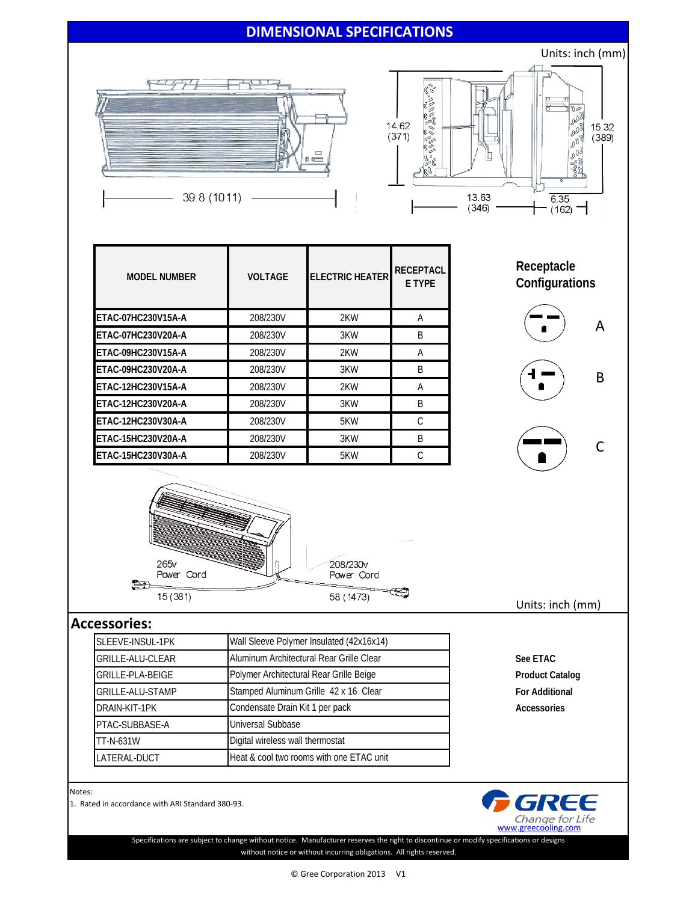## DIMENSIONAL SPECIFICATIONS

Units: inch (mm)

39.8 (1011)

14.62 (371)

15.32 (389)

13.63 (346)

6.35 (162)

| MODEL NUMBER | VOLTAGE | ELECTRIC HEATER | RECEPTACLE TYPE |
|---|---|---|---|
| ETAC-07HC230V15A-A | 208/230V | 2KW | A |
| ETAC-07HC230V20A-A | 208/230V | 3KW | B |
| ETAC-09HC230V15A-A | 208/230V | 2KW | A |
| ETAC-09HC230V20A-A | 208/230V | 3KW | B |
| ETAC-12HC230V15A-A | 208/230V | 2KW | A |
| ETAC-12HC230V20A-A | 208/230V | 3KW | B |
| ETAC-12HC230V30A-A | 208/230V | 5KW | C |
| ETAC-15HC230V20A-A | 208/230V | 3KW | B |
| ETAC-15HC230V30A-A | 208/230V | 5KW | C |

**Receptacle Configurations**

A

B

C

265v Power Cord

15 (381)

208/230v Power Cord

58 (1473)

Units: inch (mm)

## Accessories:

| | |
|---|---|
| SLEEVE-INSUL-1PK | Wall Sleeve Polymer Insulated (42x16x14) |
| GRILLE-ALU-CLEAR | Aluminum Architectural Rear Grille Clear |
| GRILLE-PLA-BEIGE | Polymer Architectural Rear Grille Beige |
| GRILLE-ALU-STAMP | Stamped Aluminum Grille 42 x 16 Clear |
| DRAIN-KIT-1PK | Condensate Drain Kit 1 per pack |
| PTAC-SUBBASE-A | Universal Subbase |
| TT-N-631W | Digital wireless wall thermostat |
| LATERAL-DUCT | Heat & cool two rooms with one ETAC unit |

**See ETAC Product Catalog For Additional Accessories**

Notes:

1. Rated in accordance with ARI Standard 380-93.

GREE Change for Life
www.greecooling.com

Specifications are subject to change without notice. Manufacturer reserves the right to discontinue or modify specifications or designs without notice or without incurring obligations. All rights reserved.

© Gree Corporation 2013 V1